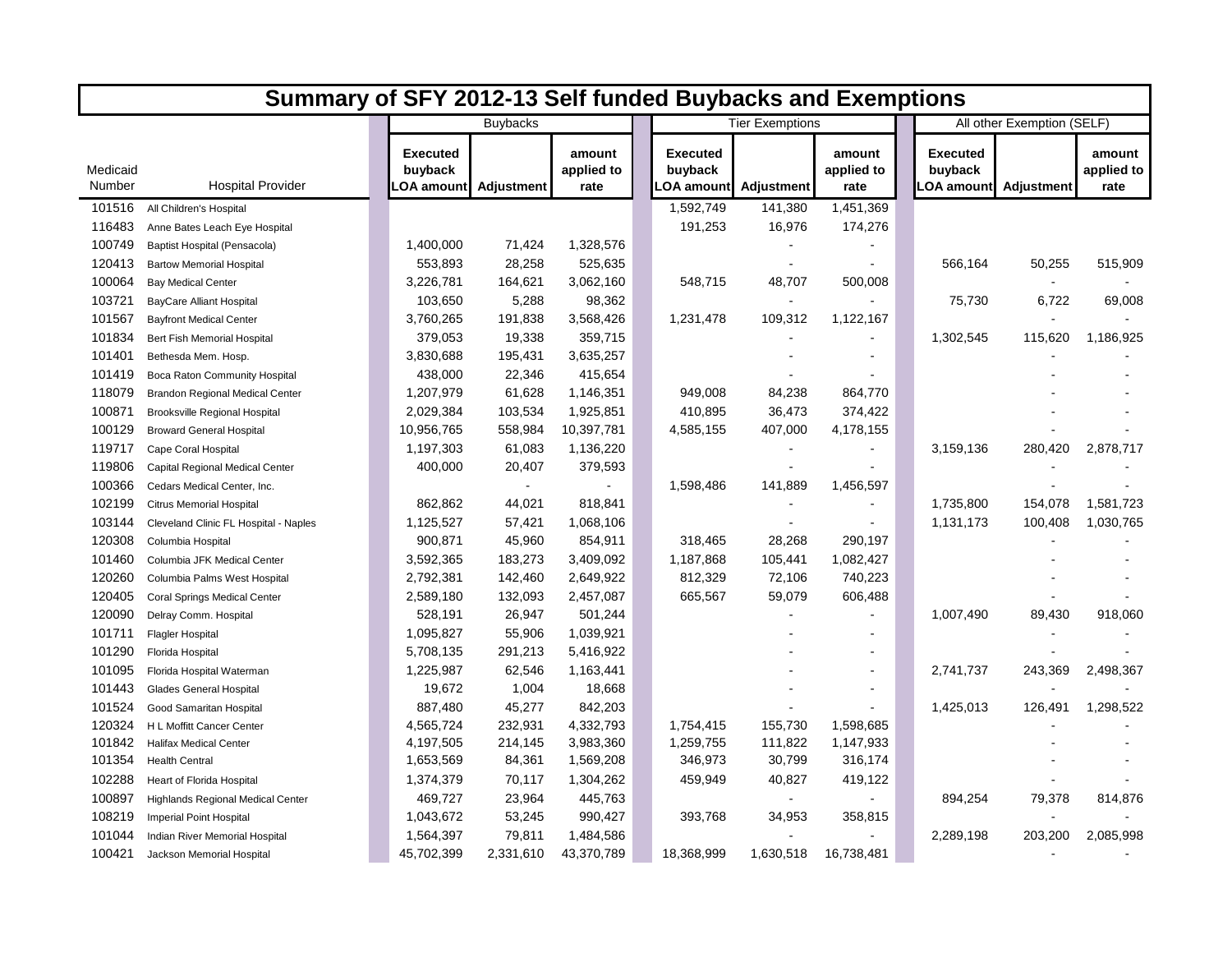# Summary of SFY 2012-13 Self funded Buybacks and Exemptions

| Medicaid Number | Hospital Provider | Buybacks | | | Tier Exemptions | | | All other Exemption (SELF) | | |
|---|---|---|---|---|---|---|---|---|---|---|
| | | **Executed buyback LOA amount** | **Adjustment** | **amount applied to rate** | **Executed buyback LOA amount** | **Adjustment** | **amount applied to rate** | **Executed buyback LOA amount** | **Adjustment** | **amount applied to rate** |
| 101516 | All Children's Hospital | | | | 1,592,749 | 141,380 | 1,451,369 | | | |
| 116483 | Anne Bates Leach Eye Hospital | | | | 191,253 | 16,976 | 174,276 | | | |
| 100749 | Baptist Hospital (Pensacola) | 1,400,000 | 71,424 | 1,328,576 | | - | - | | | |
| 120413 | Bartow Memorial Hospital | 553,893 | 28,258 | 525,635 | | - | - | 566,164 | 50,255 | 515,909 |
| 100064 | Bay Medical Center | 3,226,781 | 164,621 | 3,062,160 | 548,715 | 48,707 | 500,008 | | - | - |
| 103721 | BayCare Alliant Hospital | 103,650 | 5,288 | 98,362 | | - | - | 75,730 | 6,722 | 69,008 |
| 101567 | Bayfront Medical Center | 3,760,265 | 191,838 | 3,568,426 | 1,231,478 | 109,312 | 1,122,167 | | - | - |
| 101834 | Bert Fish Memorial Hospital | 379,053 | 19,338 | 359,715 | | - | - | 1,302,545 | 115,620 | 1,186,925 |
| 101401 | Bethesda Mem. Hosp. | 3,830,688 | 195,431 | 3,635,257 | | - | - | | - | - |
| 101419 | Boca Raton Community Hospital | 438,000 | 22,346 | 415,654 | | - | - | | - | - |
| 118079 | Brandon Regional Medical Center | 1,207,979 | 61,628 | 1,146,351 | 949,008 | 84,238 | 864,770 | | - | - |
| 100871 | Brooksville Regional Hospital | 2,029,384 | 103,534 | 1,925,851 | 410,895 | 36,473 | 374,422 | | - | - |
| 100129 | Broward General Hospital | 10,956,765 | 558,984 | 10,397,781 | 4,585,155 | 407,000 | 4,178,155 | | - | - |
| 119717 | Cape Coral Hospital | 1,197,303 | 61,083 | 1,136,220 | | - | - | 3,159,136 | 280,420 | 2,878,717 |
| 119806 | Capital Regional Medical Center | 400,000 | 20,407 | 379,593 | | - | - | | - | - |
| 100366 | Cedars Medical Center, Inc. | | - | - | 1,598,486 | 141,889 | 1,456,597 | | - | - |
| 102199 | Citrus Memorial Hospital | 862,862 | 44,021 | 818,841 | | - | - | 1,735,800 | 154,078 | 1,581,723 |
| 103144 | Cleveland Clinic FL Hospital - Naples | 1,125,527 | 57,421 | 1,068,106 | | - | - | 1,131,173 | 100,408 | 1,030,765 |
| 120308 | Columbia Hospital | 900,871 | 45,960 | 854,911 | 318,465 | 28,268 | 290,197 | | - | - |
| 101460 | Columbia JFK Medical Center | 3,592,365 | 183,273 | 3,409,092 | 1,187,868 | 105,441 | 1,082,427 | | - | - |
| 120260 | Columbia Palms West Hospital | 2,792,381 | 142,460 | 2,649,922 | 812,329 | 72,106 | 740,223 | | - | - |
| 120405 | Coral Springs Medical Center | 2,589,180 | 132,093 | 2,457,087 | 665,567 | 59,079 | 606,488 | | - | - |
| 120090 | Delray Comm. Hospital | 528,191 | 26,947 | 501,244 | | - | - | 1,007,490 | 89,430 | 918,060 |
| 101711 | Flagler Hospital | 1,095,827 | 55,906 | 1,039,921 | | - | - | | - | - |
| 101290 | Florida Hospital | 5,708,135 | 291,213 | 5,416,922 | | - | - | | - | - |
| 101095 | Florida Hospital Waterman | 1,225,987 | 62,546 | 1,163,441 | | - | - | 2,741,737 | 243,369 | 2,498,367 |
| 101443 | Glades General Hospital | 19,672 | 1,004 | 18,668 | | - | - | | - | - |
| 101524 | Good Samaritan Hospital | 887,480 | 45,277 | 842,203 | | - | - | 1,425,013 | 126,491 | 1,298,522 |
| 120324 | H L Moffitt Cancer Center | 4,565,724 | 232,931 | 4,332,793 | 1,754,415 | 155,730 | 1,598,685 | | - | - |
| 101842 | Halifax Medical Center | 4,197,505 | 214,145 | 3,983,360 | 1,259,755 | 111,822 | 1,147,933 | | - | - |
| 101354 | Health Central | 1,653,569 | 84,361 | 1,569,208 | 346,973 | 30,799 | 316,174 | | - | - |
| 102288 | Heart of Florida Hospital | 1,374,379 | 70,117 | 1,304,262 | 459,949 | 40,827 | 419,122 | | - | - |
| 100897 | Highlands Regional Medical Center | 469,727 | 23,964 | 445,763 | | - | - | 894,254 | 79,378 | 814,876 |
| 108219 | Imperial Point Hospital | 1,043,672 | 53,245 | 990,427 | 393,768 | 34,953 | 358,815 | | - | - |
| 101044 | Indian River Memorial Hospital | 1,564,397 | 79,811 | 1,484,586 | | - | - | 2,289,198 | 203,200 | 2,085,998 |
| 100421 | Jackson Memorial Hospital | 45,702,399 | 2,331,610 | 43,370,789 | 18,368,999 | 1,630,518 | 16,738,481 | | - | - |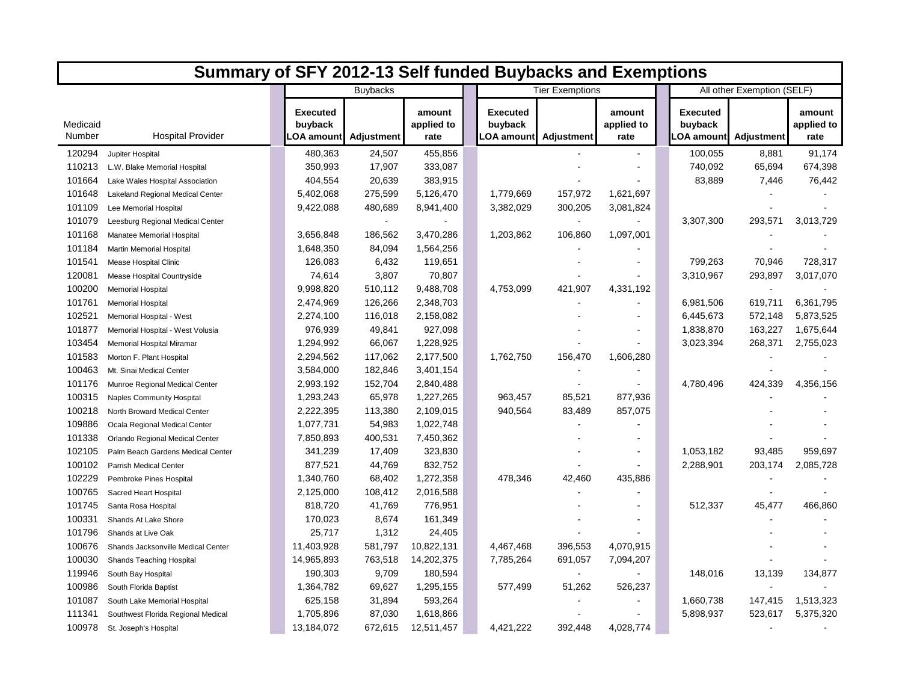# Summary of SFY 2012-13 Self funded Buybacks and Exemptions

| Medicaid Number | Hospital Provider | Buybacks | | | Tier Exemptions | | | All other Exemption (SELF) | | |
|---|---|---|---|---|---|---|---|---|---|---|
| | | Executed buyback LOA amount | Adjustment | amount applied to rate | Executed buyback LOA amount | Adjustment | amount applied to rate | Executed buyback LOA amount | Adjustment | amount applied to rate |
| 120294 | Jupiter Hospital | 480,363 | 24,507 | 455,856 | | - | - | 100,055 | 8,881 | 91,174 |
| 110213 | L.W. Blake Memorial Hospital | 350,993 | 17,907 | 333,087 | | - | - | 740,092 | 65,694 | 674,398 |
| 101664 | Lake Wales Hospital Association | 404,554 | 20,639 | 383,915 | | - | - | 83,889 | 7,446 | 76,442 |
| 101648 | Lakeland Regional Medical Center | 5,402,068 | 275,599 | 5,126,470 | 1,779,669 | 157,972 | 1,621,697 | | - | - |
| 101109 | Lee Memorial Hospital | 9,422,088 | 480,689 | 8,941,400 | 3,382,029 | 300,205 | 3,081,824 | | - | - |
| 101079 | Leesburg Regional Medical Center | | - | - | | - | - | 3,307,300 | 293,571 | 3,013,729 |
| 101168 | Manatee Memorial Hospital | 3,656,848 | 186,562 | 3,470,286 | 1,203,862 | 106,860 | 1,097,001 | | - | - |
| 101184 | Martin Memorial Hospital | 1,648,350 | 84,094 | 1,564,256 | | - | - | | - | - |
| 101541 | Mease Hospital Clinic | 126,083 | 6,432 | 119,651 | | - | - | 799,263 | 70,946 | 728,317 |
| 120081 | Mease Hospital Countryside | 74,614 | 3,807 | 70,807 | | - | - | 3,310,967 | 293,897 | 3,017,070 |
| 100200 | Memorial Hospital | 9,998,820 | 510,112 | 9,488,708 | 4,753,099 | 421,907 | 4,331,192 | | - | - |
| 101761 | Memorial Hospital | 2,474,969 | 126,266 | 2,348,703 | | - | - | 6,981,506 | 619,711 | 6,361,795 |
| 102521 | Memorial Hospital - West | 2,274,100 | 116,018 | 2,158,082 | | - | - | 6,445,673 | 572,148 | 5,873,525 |
| 101877 | Memorial Hospital - West Volusia | 976,939 | 49,841 | 927,098 | | - | - | 1,838,870 | 163,227 | 1,675,644 |
| 103454 | Memorial Hospital Miramar | 1,294,992 | 66,067 | 1,228,925 | | - | - | 3,023,394 | 268,371 | 2,755,023 |
| 101583 | Morton F. Plant Hospital | 2,294,562 | 117,062 | 2,177,500 | 1,762,750 | 156,470 | 1,606,280 | | - | - |
| 100463 | Mt. Sinai Medical Center | 3,584,000 | 182,846 | 3,401,154 | | - | - | | - | - |
| 101176 | Munroe Regional Medical Center | 2,993,192 | 152,704 | 2,840,488 | | - | - | 4,780,496 | 424,339 | 4,356,156 |
| 100315 | Naples Community Hospital | 1,293,243 | 65,978 | 1,227,265 | 963,457 | 85,521 | 877,936 | | - | - |
| 100218 | North Broward Medical Center | 2,222,395 | 113,380 | 2,109,015 | 940,564 | 83,489 | 857,075 | | - | - |
| 109886 | Ocala Regional Medical Center | 1,077,731 | 54,983 | 1,022,748 | | - | - | | - | - |
| 101338 | Orlando Regional Medical Center | 7,850,893 | 400,531 | 7,450,362 | | - | - | | - | - |
| 102105 | Palm Beach Gardens Medical Center | 341,239 | 17,409 | 323,830 | | - | - | 1,053,182 | 93,485 | 959,697 |
| 100102 | Parrish Medical Center | 877,521 | 44,769 | 832,752 | | - | - | 2,288,901 | 203,174 | 2,085,728 |
| 102229 | Pembroke Pines Hospital | 1,340,760 | 68,402 | 1,272,358 | 478,346 | 42,460 | 435,886 | | - | - |
| 100765 | Sacred Heart Hospital | 2,125,000 | 108,412 | 2,016,588 | | - | - | | - | - |
| 101745 | Santa Rosa Hospital | 818,720 | 41,769 | 776,951 | | - | - | 512,337 | 45,477 | 466,860 |
| 100331 | Shands At Lake Shore | 170,023 | 8,674 | 161,349 | | - | - | | - | - |
| 101796 | Shands at Live Oak | 25,717 | 1,312 | 24,405 | | - | - | | - | - |
| 100676 | Shands Jacksonville Medical Center | 11,403,928 | 581,797 | 10,822,131 | 4,467,468 | 396,553 | 4,070,915 | | - | - |
| 100030 | Shands Teaching Hospital | 14,965,893 | 763,518 | 14,202,375 | 7,785,264 | 691,057 | 7,094,207 | | - | - |
| 119946 | South Bay Hospital | 190,303 | 9,709 | 180,594 | | - | - | 148,016 | 13,139 | 134,877 |
| 100986 | South Florida Baptist | 1,364,782 | 69,627 | 1,295,155 | 577,499 | 51,262 | 526,237 | | - | - |
| 101087 | South Lake Memorial Hospital | 625,158 | 31,894 | 593,264 | | - | - | 1,660,738 | 147,415 | 1,513,323 |
| 111341 | Southwest Florida Regional Medical | 1,705,896 | 87,030 | 1,618,866 | | - | - | 5,898,937 | 523,617 | 5,375,320 |
| 100978 | St. Joseph's Hospital | 13,184,072 | 672,615 | 12,511,457 | 4,421,222 | 392,448 | 4,028,774 | | - | - |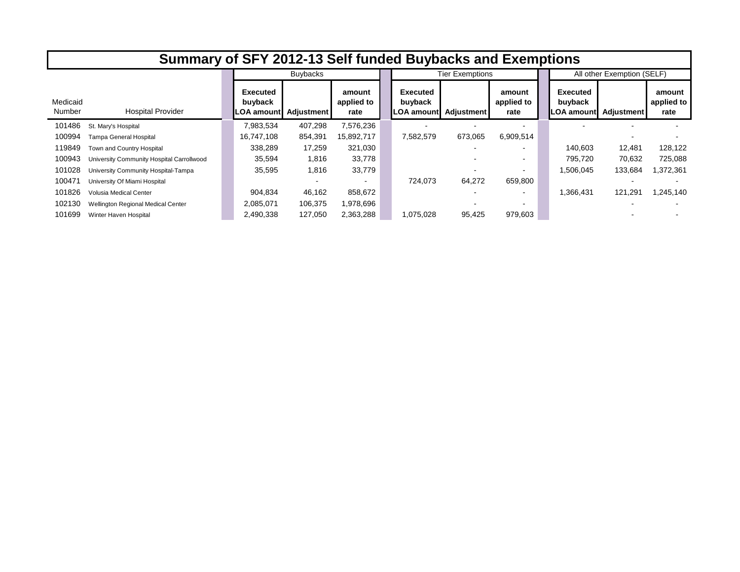# Summary of SFY 2012-13 Self funded Buybacks and Exemptions

| | | Buybacks | | | Tier Exemptions | | | All other Exemption (SELF) | | |
|---|---|---|---|---|---|---|---|---|---|---|
| Medicaid Number | Hospital Provider | Executed buyback LOA amount | Adjustment | amount applied to rate | Executed buyback LOA amount | Adjustment | amount applied to rate | Executed buyback LOA amount | Adjustment | amount applied to rate |
| 101486 | St. Mary's Hospital | 7,983,534 | 407,298 | 7,576,236 | - | - | - | - | - | - |
| 100994 | Tampa General Hospital | 16,747,108 | 854,391 | 15,892,717 | 7,582,579 | 673,065 | 6,909,514 | | - | - |
| 119849 | Town and Country Hospital | 338,289 | 17,259 | 321,030 | | - | - | 140,603 | 12,481 | 128,122 |
| 100943 | University Community Hospital Carrollwood | 35,594 | 1,816 | 33,778 | | - | - | 795,720 | 70,632 | 725,088 |
| 101028 | University Community Hospital-Tampa | 35,595 | 1,816 | 33,779 | | - | - | 1,506,045 | 133,684 | 1,372,361 |
| 100471 | University Of Miami Hospital | | - | - | 724,073 | 64,272 | 659,800 | | - | - |
| 101826 | Volusia Medical Center | 904,834 | 46,162 | 858,672 | | - | - | 1,366,431 | 121,291 | 1,245,140 |
| 102130 | Wellington Regional Medical Center | 2,085,071 | 106,375 | 1,978,696 | | - | - | | - | - |
| 101699 | Winter Haven Hospital | 2,490,338 | 127,050 | 2,363,288 | 1,075,028 | 95,425 | 979,603 | | - | - |